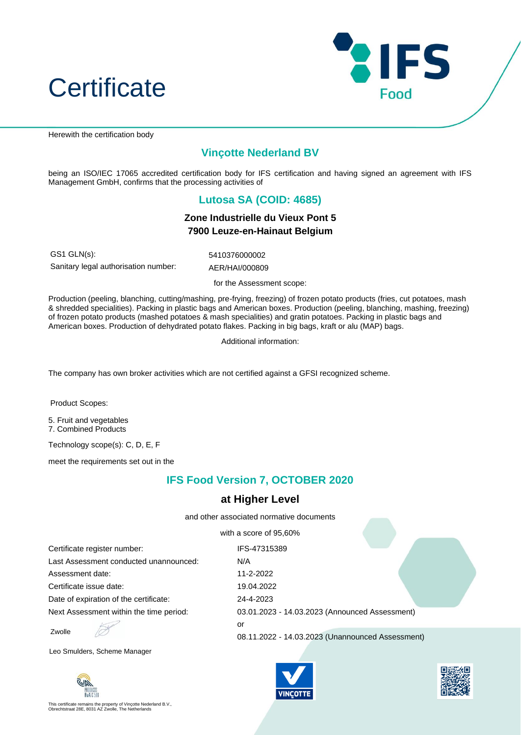# Certificate

IFS Food

Herewith the certification body

## Vinçotte Nederland BV

being an ISO/IEC 17065 accredited certification body for IFS certification and having signed an agreement with IFS Management GmbH, confirms that the processing activities of

## Lutosa SA (COID: 4685)

**Zone Industrielle du Vieux Pont 5**
**7900 Leuze-en-Hainaut Belgium**

| | |
|---|---|
| GS1 GLN(s): | 5410376000002 |
| Sanitary legal authorisation number: | AER/HAI/000809 |

for the Assessment scope:

Production (peeling, blanching, cutting/mashing, pre-frying, freezing) of frozen potato products (fries, cut potatoes, mash & shredded specialities). Packing in plastic bags and American boxes. Production (peeling, blanching, mashing, freezing) of frozen potato products (mashed potatoes & mash specialities) and gratin potatoes. Packing in plastic bags and American boxes. Production of dehydrated potato flakes. Packing in big bags, kraft or alu (MAP) bags.

Additional information:

The company has own broker activities which are not certified against a GFSI recognized scheme.

Product Scopes:

5. Fruit and vegetables
7. Combined Products

Technology scope(s): C, D, E, F

meet the requirements set out in the

## IFS Food Version 7, OCTOBER 2020

### at Higher Level

and other associated normative documents

with a score of 95,60%

| | |
|---|---|
| Certificate register number: | IFS-47315389 |
| Last Assessment conducted unannounced: | N/A |
| Assessment date: | 11-2-2022 |
| Certificate issue date: | 19.04.2022 |
| Date of expiration of the certificate: | 24-4-2023 |
| Next Assessment within the time period: | 03.01.2023 - 14.03.2023 (Announced Assessment) or 08.11.2022 - 14.03.2023 (Unannounced Assessment) |

Zwolle

Leo Smulders, Scheme Manager

This certificate remains the property of Vinçotte Nederland B.V., Obrechtstraat 28E, 8031 AZ Zwolle, The Netherlands

VINÇOTTE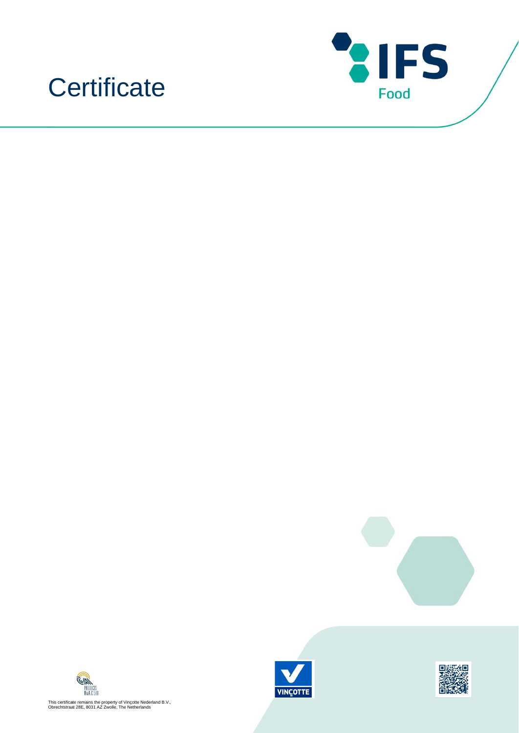# Certificate

IFS Food

This certificate remains the property of Vinçotte Nederland B.V., Obrechtstraat 28E, 8031 AZ Zwolle, The Netherlands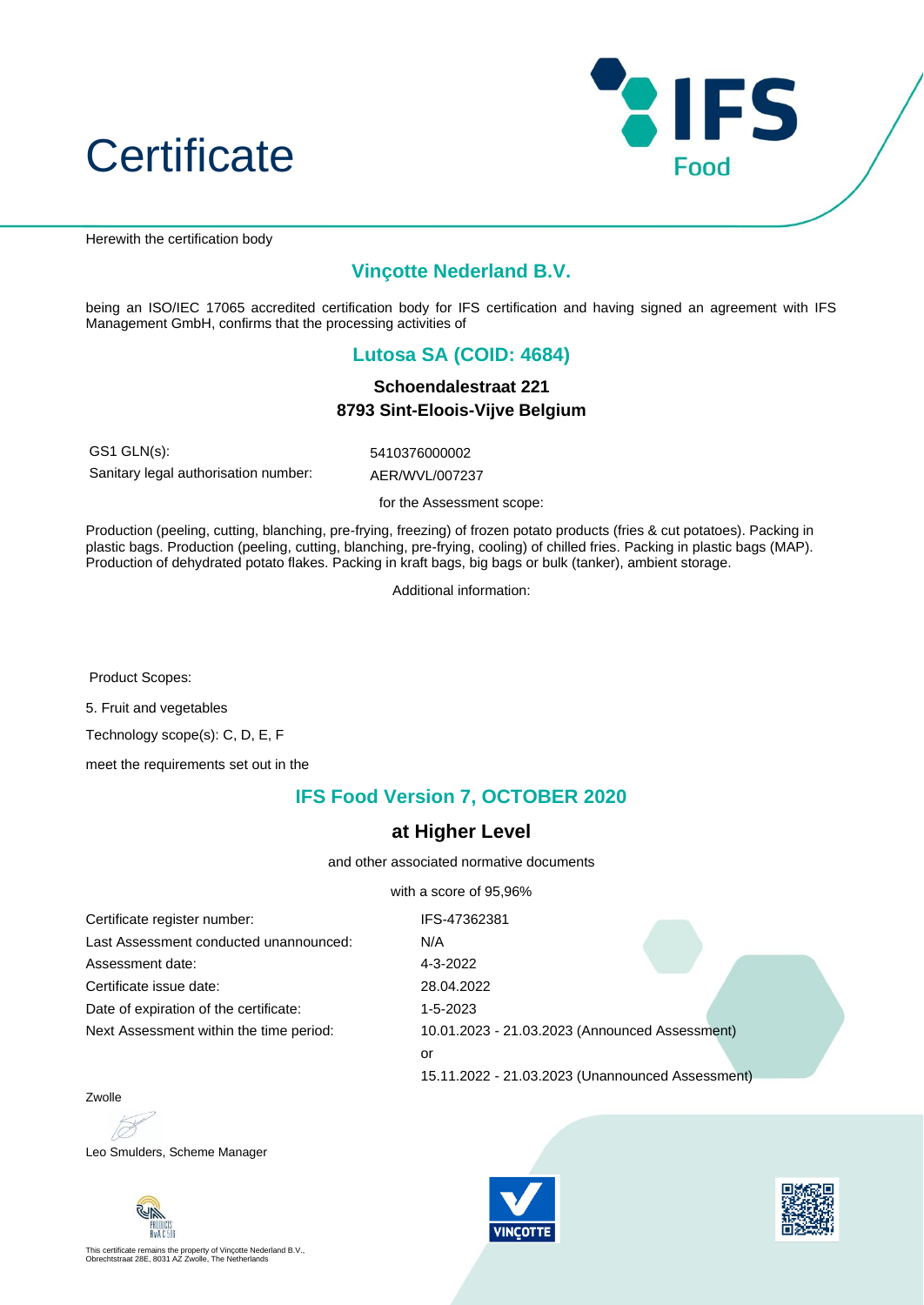# Certificate

IFS Food

Herewith the certification body

## Vinçotte Nederland B.V.

being an ISO/IEC 17065 accredited certification body for IFS certification and having signed an agreement with IFS Management GmbH, confirms that the processing activities of

## Lutosa SA (COID: 4684)

**Schoendalestraat 221**
**8793 Sint-Eloois-Vijve Belgium**

| | |
|---|---|
| GS1 GLN(s): | 5410376000002 |
| Sanitary legal authorisation number: | AER/WVL/007237 |

for the Assessment scope:

Production (peeling, cutting, blanching, pre-frying, freezing) of frozen potato products (fries & cut potatoes). Packing in plastic bags. Production (peeling, cutting, blanching, pre-frying, cooling) of chilled fries. Packing in plastic bags (MAP). Production of dehydrated potato flakes. Packing in kraft bags, big bags or bulk (tanker), ambient storage.

Additional information:

Product Scopes:

5. Fruit and vegetables

Technology scope(s): C, D, E, F

meet the requirements set out in the

## IFS Food Version 7, OCTOBER 2020

### at Higher Level

and other associated normative documents

with a score of 95,96%

| | |
|---|---|
| Certificate register number: | IFS-47362381 |
| Last Assessment conducted unannounced: | N/A |
| Assessment date: | 4-3-2022 |
| Certificate issue date: | 28.04.2022 |
| Date of expiration of the certificate: | 1-5-2023 |
| Next Assessment within the time period: | 10.01.2023 - 21.03.2023 (Announced Assessment) |
| | or |
| | 15.11.2022 - 21.03.2023 (Unannounced Assessment) |

Zwolle

Leo Smulders, Scheme Manager

This certificate remains the property of Vinçotte Nederland B.V., Obrechtstraat 28E, 8031 AZ Zwolle, The Netherlands